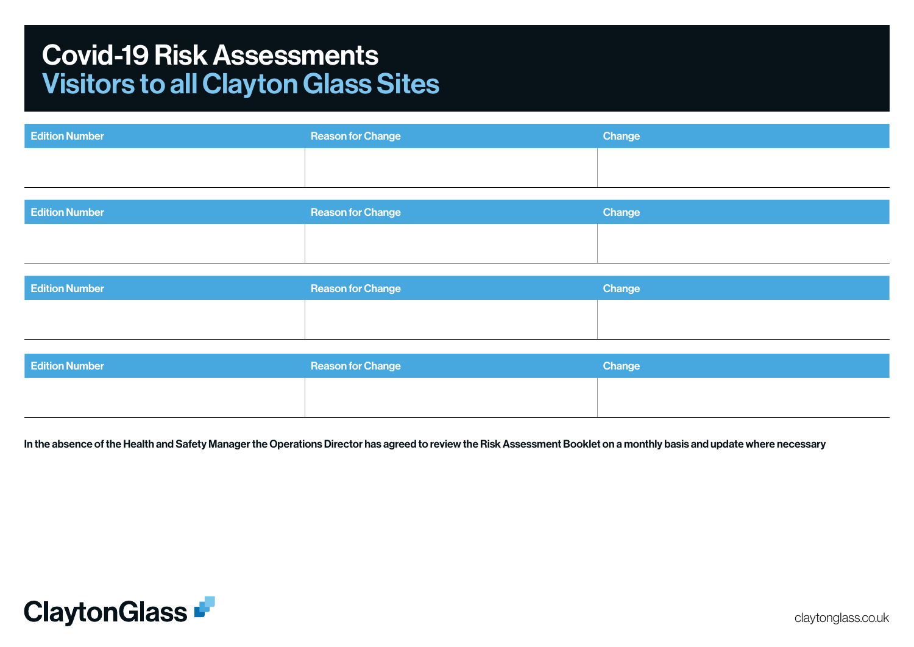# Covid-19 Risk Assessments
## Visitors to all Clayton Glass Sites

| Edition Number | Reason for Change | Change |
| --- | --- | --- |
| | | |

| Edition Number | Reason for Change | Change |
| --- | --- | --- |
| | | |

| Edition Number | Reason for Change | Change |
| --- | --- | --- |
| | | |

| Edition Number | Reason for Change | Change |
| --- | --- | --- |
| | | |

**In the absence of the Health and Safety Manager the Operations Director has agreed to review the Risk Assessment Booklet on a monthly basis and update where necessary**

ClaytonGlass

claytonglass.co.uk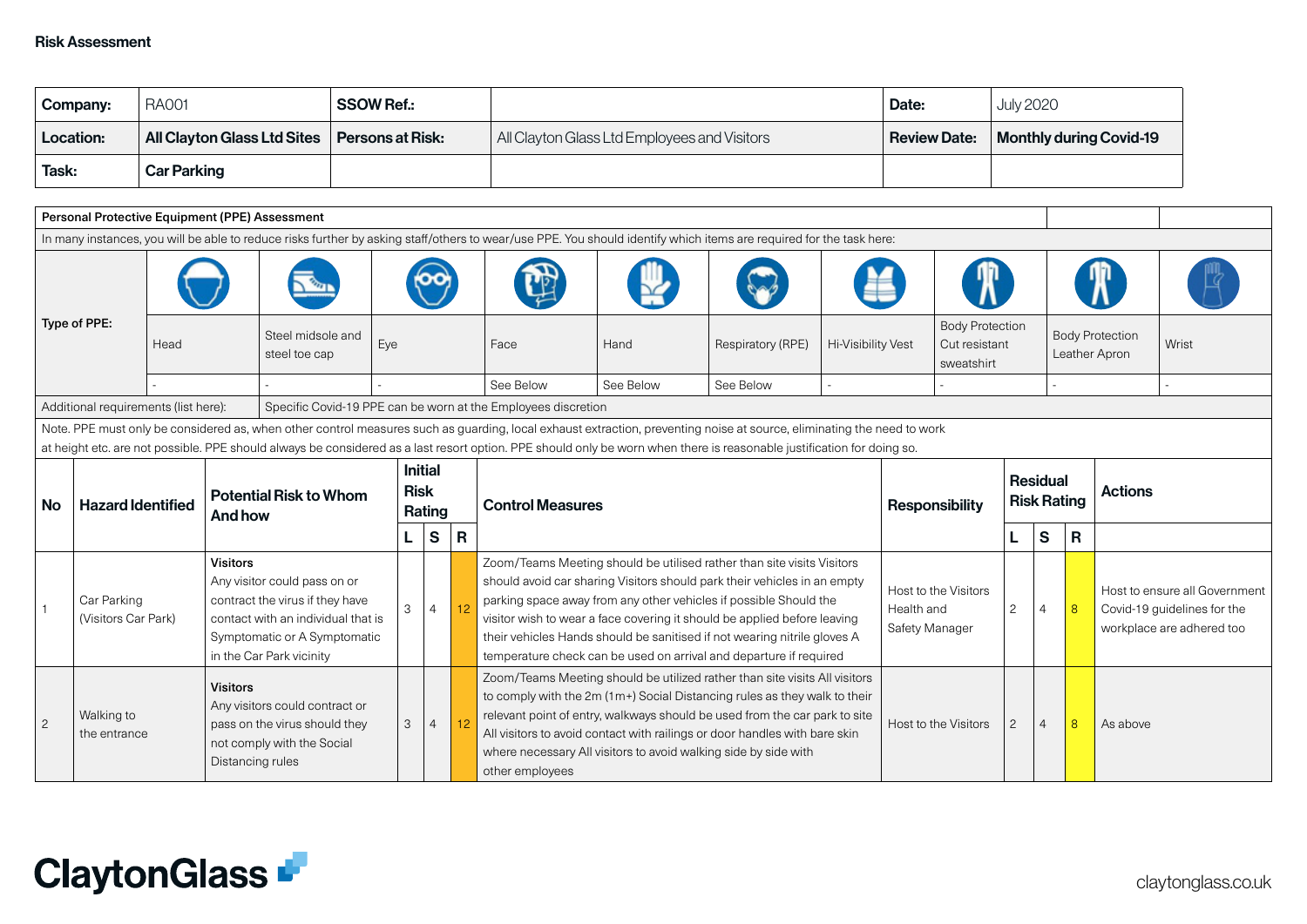**Risk Assessment**

| **Company:** | RA001 | **SSOW Ref.:** | | **Date:** | July 2020 |
|---|---|---|---|---|---|
| **Location:** | **All Clayton Glass Ltd Sites** | **Persons at Risk:** | All Clayton Glass Ltd Employees and Visitors | **Review Date:** | **Monthly during Covid-19** |
| **Task:** | **Car Parking** | | | | |

| **Personal Protective Equipment (PPE) Assessment** | | | | | | | | | | |
|---|---|---|---|---|---|---|---|---|---|---|
| In many instances, you will be able to reduce risks further by asking staff/others to wear/use PPE. You should identify which items are required for the task here: | | | | | | | | | | |
| **Type of PPE:** | Head | Steel midsole and steel toe cap | Eye | Face | Hand | Respiratory (RPE) | Hi-Visibility Vest | Body Protection Cut resistant sweatshirt | Body Protection Leather Apron | Wrist |
| | - | - | - | See Below | See Below | See Below | - | - | - | - |
| Additional requirements (list here): | Specific Covid-19 PPE can be worn at the Employees discretion | | | | | | | | | |

Note. PPE must only be considered as, when other control measures such as guarding, local exhaust extraction, preventing noise at source, eliminating the need to work at height etc. are not possible. PPE should always be considered as a last resort option. PPE should only be worn when there is reasonable justification for doing so.

| **No** | **Hazard Identified** | **Potential Risk to Whom And how** | **Initial Risk Rating** | | | **Control Measures** | **Responsibility** | **Residual Risk Rating** | | | **Actions** |
|---|---|---|---|---|---|---|---|---|---|---|---|
| | | | **L** | **S** | **R** | | | **L** | **S** | **R** | |
| 1 | Car Parking (Visitors Car Park) | **Visitors** Any visitor could pass on or contract the virus if they have contact with an individual that is Symptomatic or A Symptomatic in the Car Park vicinity | 3 | 4 | 12 | Zoom/Teams Meeting should be utilised rather than site visits Visitors should avoid car sharing Visitors should park their vehicles in an empty parking space away from any other vehicles if possible Should the visitor wish to wear a face covering it should be applied before leaving their vehicles Hands should be sanitised if not wearing nitrile gloves A temperature check can be used on arrival and departure if required | Host to the Visitors Health and Safety Manager | 2 | 4 | 8 | Host to ensure all Government Covid-19 guidelines for the workplace are adhered too |
| 2 | Walking to the entrance | **Visitors** Any visitors could contract or pass on the virus should they not comply with the Social Distancing rules | 3 | 4 | 12 | Zoom/Teams Meeting should be utilized rather than site visits All visitors to comply with the 2m (1m+) Social Distancing rules as they walk to their relevant point of entry, walkways should be used from the car park to site All visitors to avoid contact with railings or door handles with bare skin where necessary All visitors to avoid walking side by side with other employees | Host to the Visitors | 2 | 4 | 8 | As above |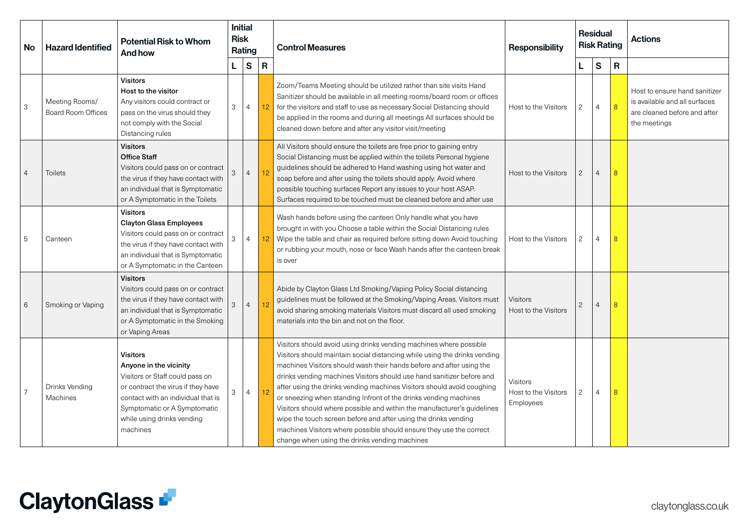| No | Hazard Identified | Potential Risk to Whom And how | Initial Risk Rating | | | Control Measures | Responsibility | Residual Risk Rating | | | Actions |
|---|---|---|---|---|---|---|---|---|---|---|---|
| | | | L | S | R | | | L | S | R | |
| 3 | Meeting Rooms/ Board Room Offices | **Visitors** **Host to the visitor** Any visitors could contract or pass on the virus should they not comply with the Social Distancing rules | 3 | 4 | 12 | Zoom/Teams Meeting should be utilized rather than site visits Hand Sanitizer should be available in all meeting rooms/board room or offices for the visitors and staff to use as necessary Social Distancing should be applied in the rooms and during all meetings All surfaces should be cleaned down before and after any visitor visit/meeting | Host to the Visitors | 2 | 4 | 8 | Host to ensure hand sanitizer is available and all surfaces are cleaned before and after the meetings |
| 4 | Toilets | **Visitors** **Office Staff** Visitors could pass on or contract the virus if they have contact with an individual that is Symptomatic or A Symptomatic in the Toilets | 3 | 4 | 12 | All Visitors should ensure the toilets are free prior to gaining entry Social Distancing must be applied within the toilets Personal hygiene guidelines should be adhered to Hand washing using hot water and soap before and after using the toilets should apply. Avoid where possible touching surfaces Report any issues to your host ASAP. Surfaces required to be touched must be cleaned before and after use | Host to the Visitors | 2 | 4 | 8 | |
| 5 | Canteen | **Visitors** **Clayton Glass Employees** Visitors could pass on or contract the virus if they have contact with an individual that is Symptomatic or A Symptomatic in the Canteen | 3 | 4 | 12 | Wash hands before using the canteen Only handle what you have brought in with you Choose a table within the Social Distancing rules Wipe the table and chair as required before sitting down Avoid touching or rubbing your mouth, nose or face Wash hands after the canteen break is over | Host to the Visitors | 2 | 4 | 8 | |
| 6 | Smoking or Vaping | **Visitors** Visitors could pass on or contract the virus if they have contact with an individual that is Symptomatic or A Symptomatic in the Smoking or Vaping Areas | 3 | 4 | 12 | Abide by Clayton Glass Ltd Smoking/Vaping Policy Social distancing guidelines must be followed at the Smoking/Vaping Areas. Visitors must avoid sharing smoking materials Visitors must discard all used smoking materials into the bin and not on the floor. | Visitors Host to the Visitors | 2 | 4 | 8 | |
| 7 | Drinks Vending Machines | **Visitors** **Anyone in the vicinity** Visitors or Staff could pass on or contract the virus if they have contact with an individual that is Symptomatic or A Symptomatic while using drinks vending machines | 3 | 4 | 12 | Visitors should avoid using drinks vending machines where possible Visitors should maintain social distancing while using the drinks vending machines Visitors should wash their hands before and after using the drinks vending machines Visitors should use hand sanitizer before and after using the drinks vending machines Visitors should avoid coughing or sneezing when standing Infront of the drinks vending machines Visitors should where possible and within the manufacturer's guidelines wipe the touch screen before and after using the drinks vending machines Visitors where possible should ensure they use the correct change when using the drinks vending machines | Visitors Host to the Visitors Employees | 2 | 4 | 8 | |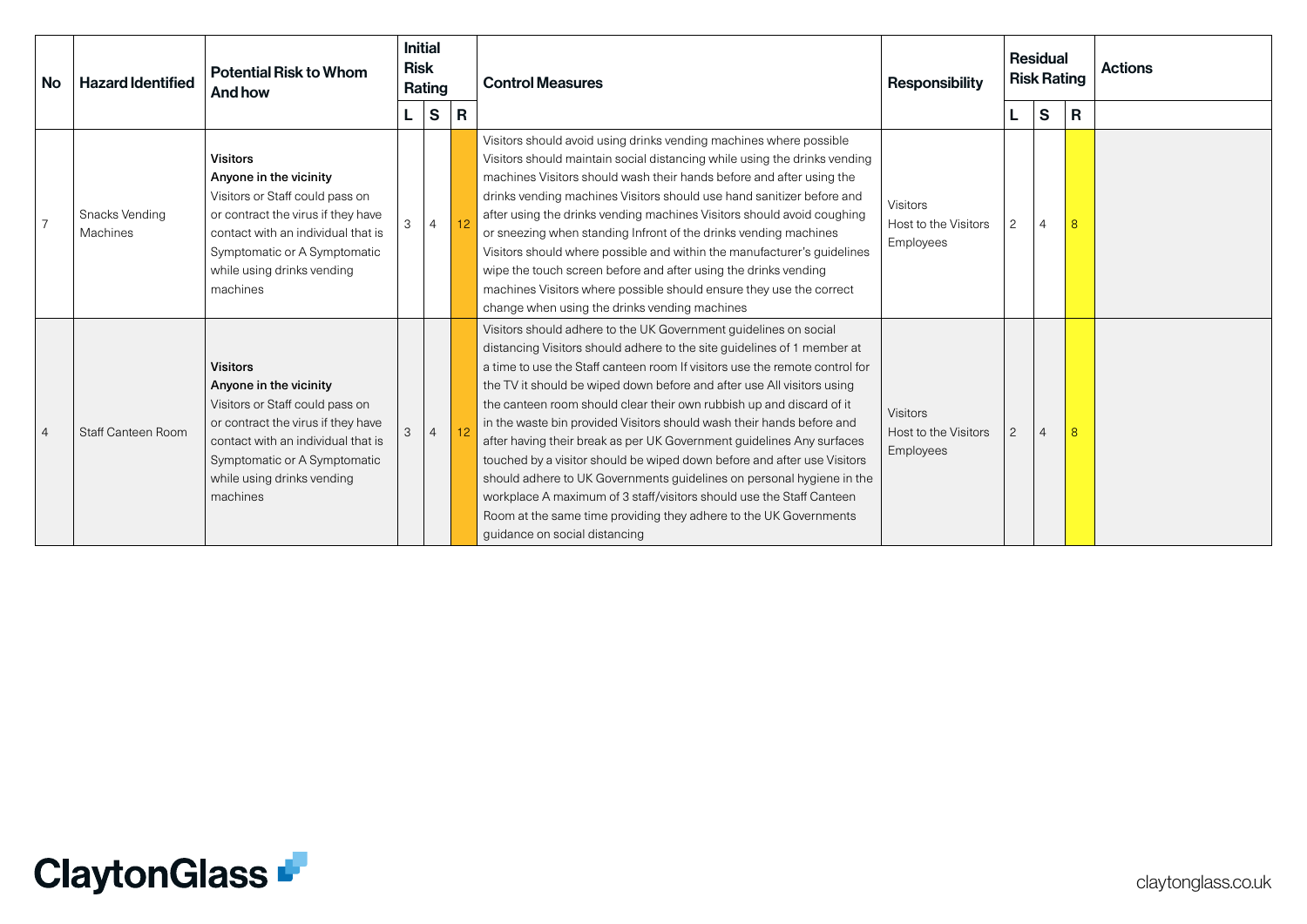| No | Hazard Identified | Potential Risk to Whom And how | Initial Risk Rating | | | Control Measures | Responsibility | Residual Risk Rating | | | Actions |
|---|---|---|---|---|---|---|---|---|---|---|---|
| | | | L | S | R | | | L | S | R | |
| 7 | Snacks Vending Machines | **Visitors** **Anyone in the vicinity** Visitors or Staff could pass on or contract the virus if they have contact with an individual that is Symptomatic or A Symptomatic while using drinks vending machines | 3 | 4 | 12 | Visitors should avoid using drinks vending machines where possible Visitors should maintain social distancing while using the drinks vending machines Visitors should wash their hands before and after using the drinks vending machines Visitors should use hand sanitizer before and after using the drinks vending machines Visitors should avoid coughing or sneezing when standing Infront of the drinks vending machines Visitors should where possible and within the manufacturer's guidelines wipe the touch screen before and after using the drinks vending machines Visitors where possible should ensure they use the correct change when using the drinks vending machines | Visitors Host to the Visitors Employees | 2 | 4 | 8 | |
| 4 | Staff Canteen Room | **Visitors** **Anyone in the vicinity** Visitors or Staff could pass on or contract the virus if they have contact with an individual that is Symptomatic or A Symptomatic while using drinks vending machines | 3 | 4 | 12 | Visitors should adhere to the UK Government guidelines on social distancing Visitors should adhere to the site guidelines of 1 member at a time to use the Staff canteen room If visitors use the remote control for the TV it should be wiped down before and after use All visitors using the canteen room should clear their own rubbish up and discard of it in the waste bin provided Visitors should wash their hands before and after having their break as per UK Government guidelines Any surfaces touched by a visitor should be wiped down before and after use Visitors should adhere to UK Governments guidelines on personal hygiene in the workplace A maximum of 3 staff/visitors should use the Staff Canteen Room at the same time providing they adhere to the UK Governments guidance on social distancing | Visitors Host to the Visitors Employees | 2 | 4 | 8 | |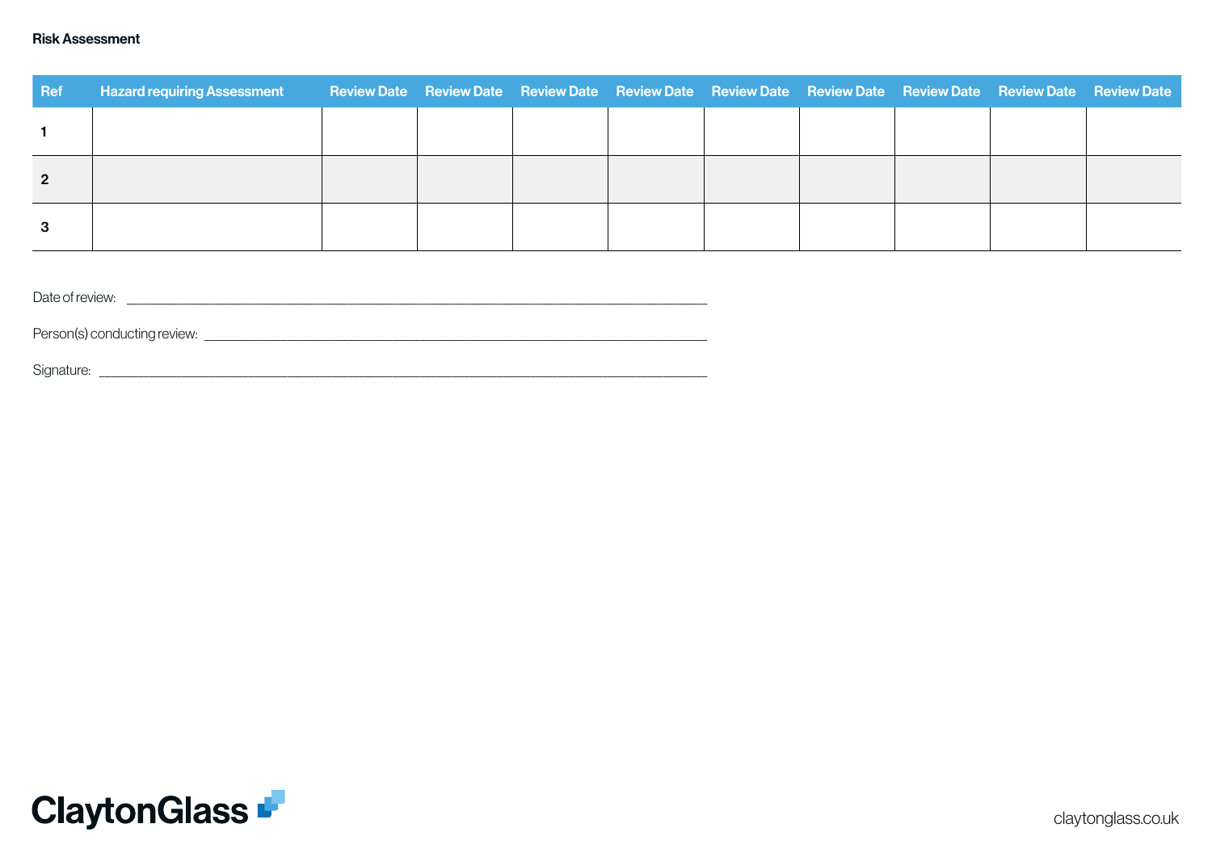**Risk Assessment**

| Ref | Hazard requiring Assessment | Review Date | Review Date | Review Date | Review Date | Review Date | Review Date | Review Date | Review Date | Review Date |
|---|---|---|---|---|---|---|---|---|---|---|
| 1 | | | | | | | | | | |
| 2 | | | | | | | | | | |
| 3 | | | | | | | | | | |

Date of review: ______________________________________________

Person(s) conducting review: ______________________________________________

Signature: ______________________________________________

ClaytonGlass

claytonglass.co.uk